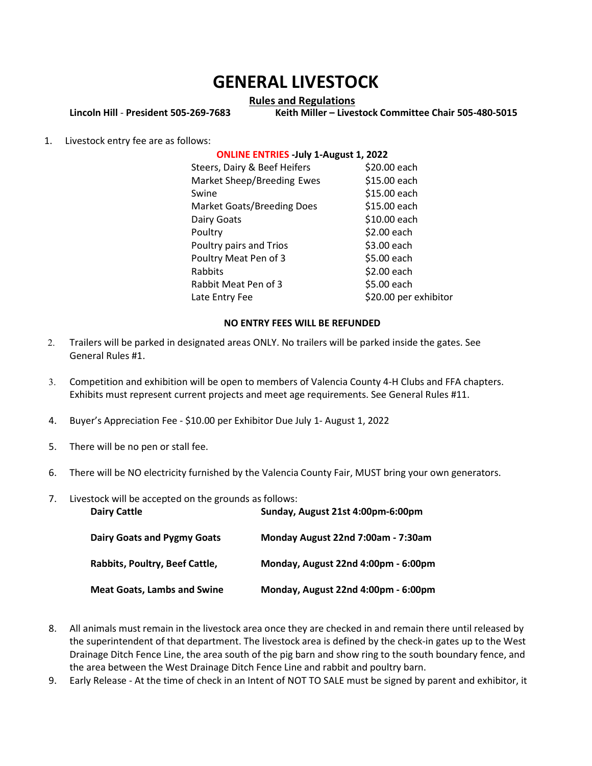# GENERAL LIVESTOCK

**Rules and Regulations**

**Lincoln Hill - President 505-269-7683** **Keith Miller – Livestock Committee Chair 505-480-5015**

1. Livestock entry fee are as follows:

**ONLINE ENTRIES -July 1-August 1, 2022**

| | |
|---|---|
| Steers, Dairy & Beef Heifers | $20.00 each |
| Market Sheep/Breeding Ewes | $15.00 each |
| Swine | $15.00 each |
| Market Goats/Breeding Does | $15.00 each |
| Dairy Goats | $10.00 each |
| Poultry | $2.00 each |
| Poultry pairs and Trios | $3.00 each |
| Poultry Meat Pen of 3 | $5.00 each |
| Rabbits | $2.00 each |
| Rabbit Meat Pen of 3 | $5.00 each |
| Late Entry Fee | $20.00 per exhibitor |

**NO ENTRY FEES WILL BE REFUNDED**

2. Trailers will be parked in designated areas ONLY. No trailers will be parked inside the gates. See General Rules #1.

3. Competition and exhibition will be open to members of Valencia County 4-H Clubs and FFA chapters. Exhibits must represent current projects and meet age requirements. See General Rules #11.

4. Buyer's Appreciation Fee - $10.00 per Exhibitor Due July 1- August 1, 2022

5. There will be no pen or stall fee.

6. There will be NO electricity furnished by the Valencia County Fair, MUST bring your own generators.

7. Livestock will be accepted on the grounds as follows:

| | |
|---|---|
| **Dairy Cattle** | **Sunday, August 21st 4:00pm-6:00pm** |
| **Dairy Goats and Pygmy Goats** | **Monday August 22nd 7:00am - 7:30am** |
| **Rabbits, Poultry, Beef Cattle,** | **Monday, August 22nd 4:00pm - 6:00pm** |
| **Meat Goats, Lambs and Swine** | **Monday, August 22nd 4:00pm - 6:00pm** |

8. All animals must remain in the livestock area once they are checked in and remain there until released by the superintendent of that department. The livestock area is defined by the check-in gates up to the West Drainage Ditch Fence Line, the area south of the pig barn and show ring to the south boundary fence, and the area between the West Drainage Ditch Fence Line and rabbit and poultry barn.

9. Early Release - At the time of check in an Intent of NOT TO SALE must be signed by parent and exhibitor, it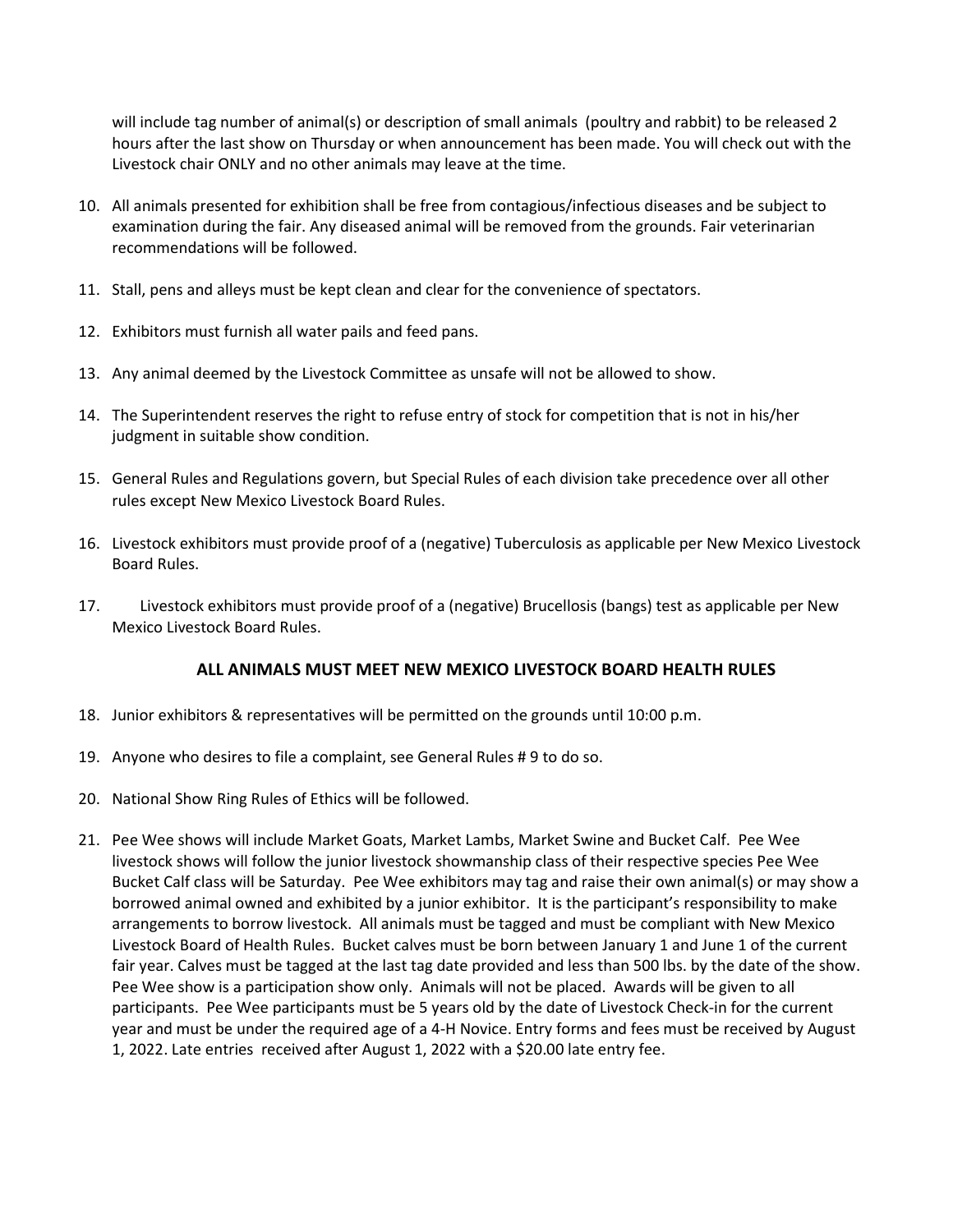will include tag number of animal(s) or description of small animals (poultry and rabbit) to be released 2 hours after the last show on Thursday or when announcement has been made. You will check out with the Livestock chair ONLY and no other animals may leave at the time.

10. All animals presented for exhibition shall be free from contagious/infectious diseases and be subject to examination during the fair. Any diseased animal will be removed from the grounds. Fair veterinarian recommendations will be followed.

11. Stall, pens and alleys must be kept clean and clear for the convenience of spectators.

12. Exhibitors must furnish all water pails and feed pans.

13. Any animal deemed by the Livestock Committee as unsafe will not be allowed to show.

14. The Superintendent reserves the right to refuse entry of stock for competition that is not in his/her judgment in suitable show condition.

15. General Rules and Regulations govern, but Special Rules of each division take precedence over all other rules except New Mexico Livestock Board Rules.

16. Livestock exhibitors must provide proof of a (negative) Tuberculosis as applicable per New Mexico Livestock Board Rules.

17. Livestock exhibitors must provide proof of a (negative) Brucellosis (bangs) test as applicable per New Mexico Livestock Board Rules.

**ALL ANIMALS MUST MEET NEW MEXICO LIVESTOCK BOARD HEALTH RULES**

18. Junior exhibitors & representatives will be permitted on the grounds until 10:00 p.m.

19. Anyone who desires to file a complaint, see General Rules # 9 to do so.

20. National Show Ring Rules of Ethics will be followed.

21. Pee Wee shows will include Market Goats, Market Lambs, Market Swine and Bucket Calf. Pee Wee livestock shows will follow the junior livestock showmanship class of their respective species Pee Wee Bucket Calf class will be Saturday. Pee Wee exhibitors may tag and raise their own animal(s) or may show a borrowed animal owned and exhibited by a junior exhibitor. It is the participant's responsibility to make arrangements to borrow livestock. All animals must be tagged and must be compliant with New Mexico Livestock Board of Health Rules. Bucket calves must be born between January 1 and June 1 of the current fair year. Calves must be tagged at the last tag date provided and less than 500 lbs. by the date of the show. Pee Wee show is a participation show only. Animals will not be placed. Awards will be given to all participants. Pee Wee participants must be 5 years old by the date of Livestock Check-in for the current year and must be under the required age of a 4-H Novice. Entry forms and fees must be received by August 1, 2022. Late entries received after August 1, 2022 with a $20.00 late entry fee.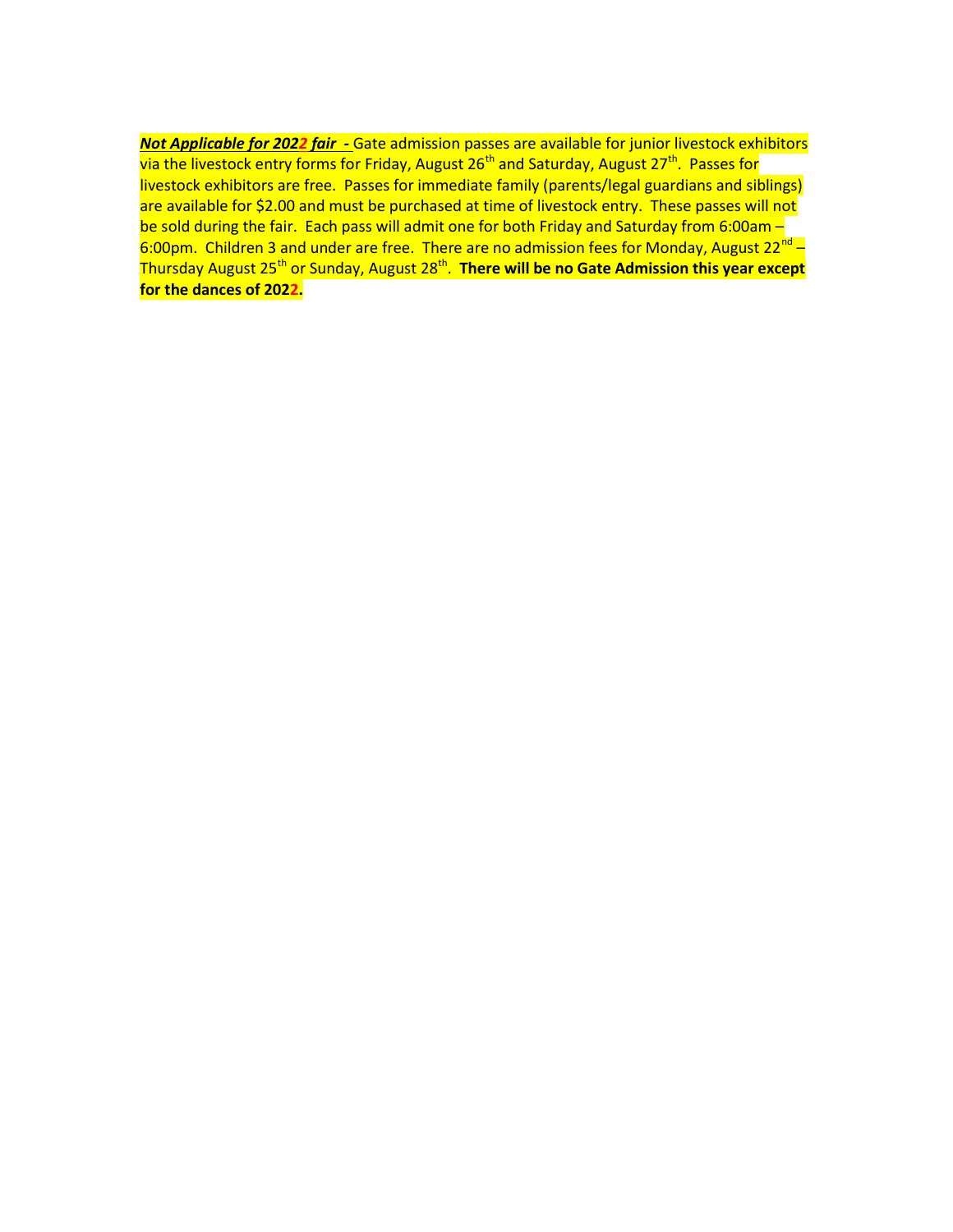***Not Applicable for 2022 fair -*** Gate admission passes are available for junior livestock exhibitors via the livestock entry forms for Friday, August 26th and Saturday, August 27th. Passes for livestock exhibitors are free. Passes for immediate family (parents/legal guardians and siblings) are available for $2.00 and must be purchased at time of livestock entry. These passes will not be sold during the fair. Each pass will admit one for both Friday and Saturday from 6:00am – 6:00pm. Children 3 and under are free. There are no admission fees for Monday, August 22nd – Thursday August 25th or Sunday, August 28th. **There will be no Gate Admission this year except for the dances of 2022.**